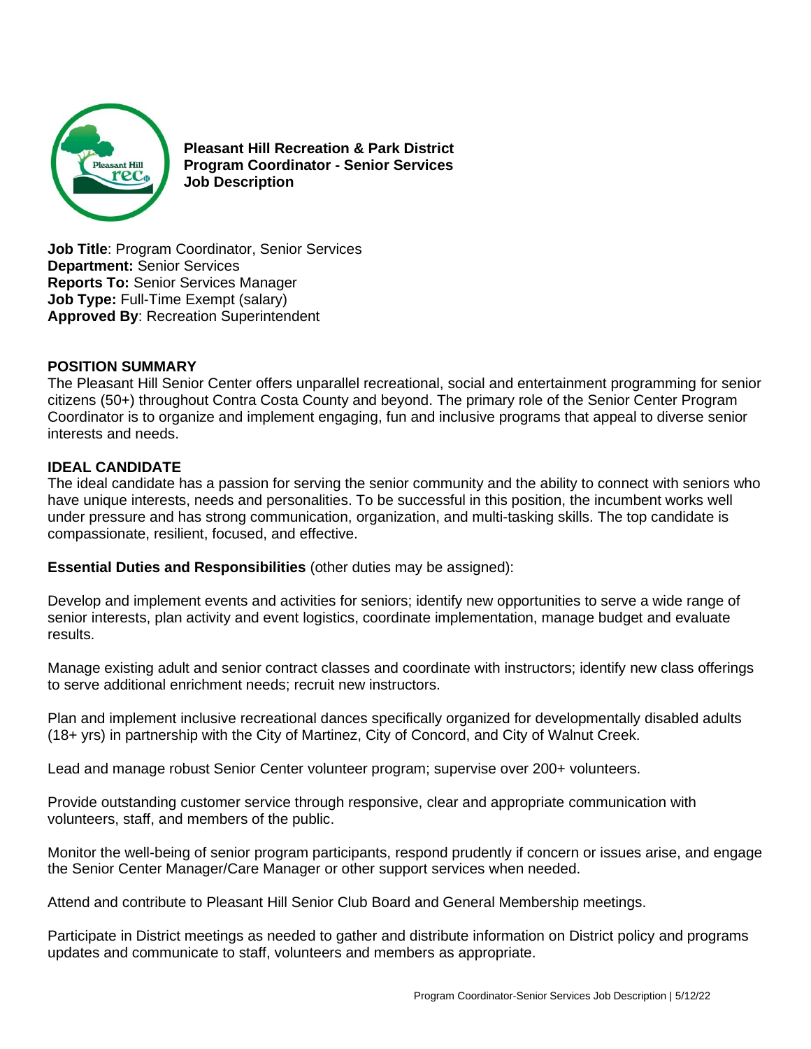**Pleasant Hill Recreation & Park District**
**Program Coordinator - Senior Services**
**Job Description**

**Job Title**: Program Coordinator, Senior Services
**Department:** Senior Services
**Reports To:** Senior Services Manager
**Job Type:** Full-Time Exempt (salary)
**Approved By**: Recreation Superintendent

## POSITION SUMMARY

The Pleasant Hill Senior Center offers unparallel recreational, social and entertainment programming for senior citizens (50+) throughout Contra Costa County and beyond. The primary role of the Senior Center Program Coordinator is to organize and implement engaging, fun and inclusive programs that appeal to diverse senior interests and needs.

## IDEAL CANDIDATE

The ideal candidate has a passion for serving the senior community and the ability to connect with seniors who have unique interests, needs and personalities. To be successful in this position, the incumbent works well under pressure and has strong communication, organization, and multi-tasking skills. The top candidate is compassionate, resilient, focused, and effective.

**Essential Duties and Responsibilities** (other duties may be assigned):

Develop and implement events and activities for seniors; identify new opportunities to serve a wide range of senior interests, plan activity and event logistics, coordinate implementation, manage budget and evaluate results.

Manage existing adult and senior contract classes and coordinate with instructors; identify new class offerings to serve additional enrichment needs; recruit new instructors.

Plan and implement inclusive recreational dances specifically organized for developmentally disabled adults (18+ yrs) in partnership with the City of Martinez, City of Concord, and City of Walnut Creek.

Lead and manage robust Senior Center volunteer program; supervise over 200+ volunteers.

Provide outstanding customer service through responsive, clear and appropriate communication with volunteers, staff, and members of the public.

Monitor the well-being of senior program participants, respond prudently if concern or issues arise, and engage the Senior Center Manager/Care Manager or other support services when needed.

Attend and contribute to Pleasant Hill Senior Club Board and General Membership meetings.

Participate in District meetings as needed to gather and distribute information on District policy and programs updates and communicate to staff, volunteers and members as appropriate.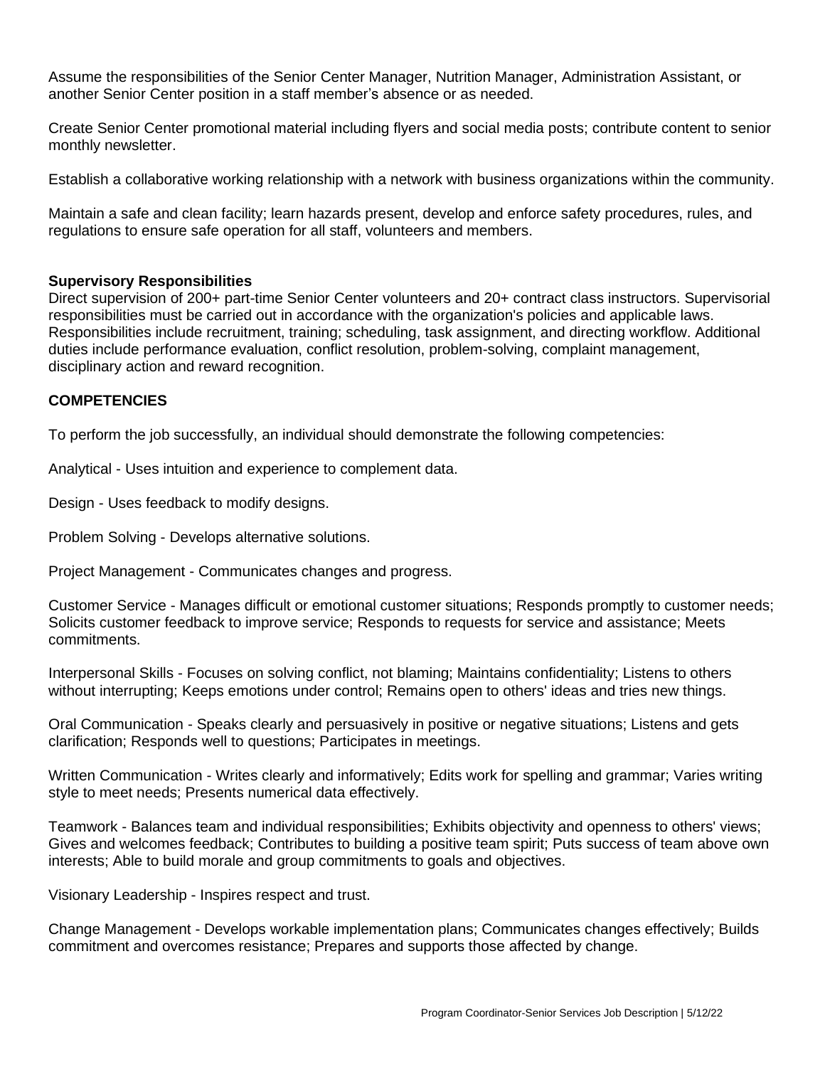Assume the responsibilities of the Senior Center Manager, Nutrition Manager, Administration Assistant, or another Senior Center position in a staff member's absence or as needed.

Create Senior Center promotional material including flyers and social media posts; contribute content to senior monthly newsletter.

Establish a collaborative working relationship with a network with business organizations within the community.

Maintain a safe and clean facility; learn hazards present, develop and enforce safety procedures, rules, and regulations to ensure safe operation for all staff, volunteers and members.

**Supervisory Responsibilities**
Direct supervision of 200+ part-time Senior Center volunteers and 20+ contract class instructors. Supervisorial responsibilities must be carried out in accordance with the organization's policies and applicable laws. Responsibilities include recruitment, training; scheduling, task assignment, and directing workflow. Additional duties include performance evaluation, conflict resolution, problem-solving, complaint management, disciplinary action and reward recognition.

## COMPETENCIES

To perform the job successfully, an individual should demonstrate the following competencies:

Analytical - Uses intuition and experience to complement data.

Design - Uses feedback to modify designs.

Problem Solving - Develops alternative solutions.

Project Management - Communicates changes and progress.

Customer Service - Manages difficult or emotional customer situations; Responds promptly to customer needs; Solicits customer feedback to improve service; Responds to requests for service and assistance; Meets commitments.

Interpersonal Skills - Focuses on solving conflict, not blaming; Maintains confidentiality; Listens to others without interrupting; Keeps emotions under control; Remains open to others' ideas and tries new things.

Oral Communication - Speaks clearly and persuasively in positive or negative situations; Listens and gets clarification; Responds well to questions; Participates in meetings.

Written Communication - Writes clearly and informatively; Edits work for spelling and grammar; Varies writing style to meet needs; Presents numerical data effectively.

Teamwork - Balances team and individual responsibilities; Exhibits objectivity and openness to others' views; Gives and welcomes feedback; Contributes to building a positive team spirit; Puts success of team above own interests; Able to build morale and group commitments to goals and objectives.

Visionary Leadership - Inspires respect and trust.

Change Management - Develops workable implementation plans; Communicates changes effectively; Builds commitment and overcomes resistance; Prepares and supports those affected by change.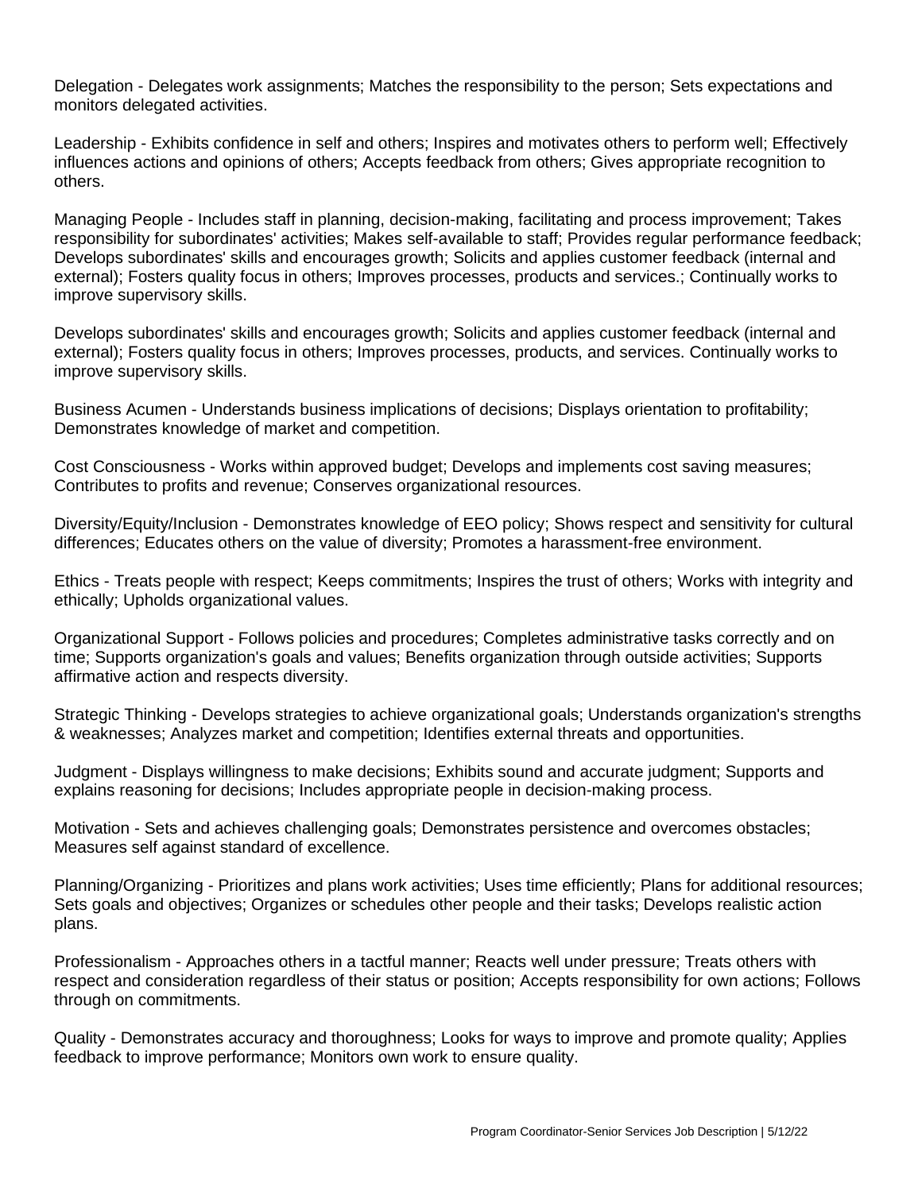Delegation - Delegates work assignments; Matches the responsibility to the person; Sets expectations and monitors delegated activities.

Leadership - Exhibits confidence in self and others; Inspires and motivates others to perform well; Effectively influences actions and opinions of others; Accepts feedback from others; Gives appropriate recognition to others.

Managing People - Includes staff in planning, decision-making, facilitating and process improvement; Takes responsibility for subordinates' activities; Makes self-available to staff; Provides regular performance feedback; Develops subordinates' skills and encourages growth; Solicits and applies customer feedback (internal and external); Fosters quality focus in others; Improves processes, products and services.; Continually works to improve supervisory skills.

Develops subordinates' skills and encourages growth; Solicits and applies customer feedback (internal and external); Fosters quality focus in others; Improves processes, products, and services. Continually works to improve supervisory skills.

Business Acumen - Understands business implications of decisions; Displays orientation to profitability; Demonstrates knowledge of market and competition.

Cost Consciousness - Works within approved budget; Develops and implements cost saving measures; Contributes to profits and revenue; Conserves organizational resources.

Diversity/Equity/Inclusion - Demonstrates knowledge of EEO policy; Shows respect and sensitivity for cultural differences; Educates others on the value of diversity; Promotes a harassment-free environment.

Ethics - Treats people with respect; Keeps commitments; Inspires the trust of others; Works with integrity and ethically; Upholds organizational values.

Organizational Support - Follows policies and procedures; Completes administrative tasks correctly and on time; Supports organization's goals and values; Benefits organization through outside activities; Supports affirmative action and respects diversity.

Strategic Thinking - Develops strategies to achieve organizational goals; Understands organization's strengths & weaknesses; Analyzes market and competition; Identifies external threats and opportunities.

Judgment - Displays willingness to make decisions; Exhibits sound and accurate judgment; Supports and explains reasoning for decisions; Includes appropriate people in decision-making process.

Motivation - Sets and achieves challenging goals; Demonstrates persistence and overcomes obstacles; Measures self against standard of excellence.

Planning/Organizing - Prioritizes and plans work activities; Uses time efficiently; Plans for additional resources; Sets goals and objectives; Organizes or schedules other people and their tasks; Develops realistic action plans.

Professionalism - Approaches others in a tactful manner; Reacts well under pressure; Treats others with respect and consideration regardless of their status or position; Accepts responsibility for own actions; Follows through on commitments.

Quality - Demonstrates accuracy and thoroughness; Looks for ways to improve and promote quality; Applies feedback to improve performance; Monitors own work to ensure quality.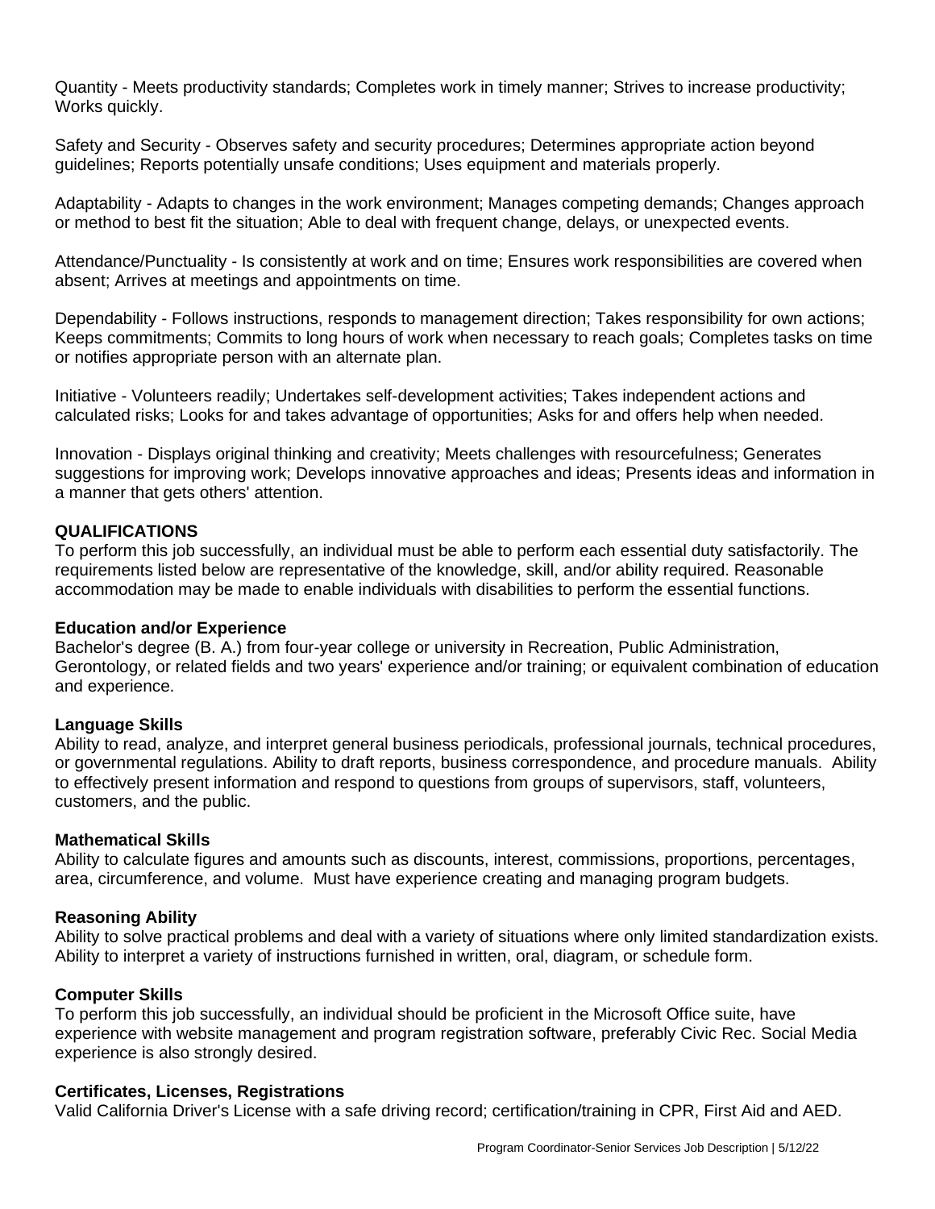Quantity - Meets productivity standards; Completes work in timely manner; Strives to increase productivity; Works quickly.

Safety and Security - Observes safety and security procedures; Determines appropriate action beyond guidelines; Reports potentially unsafe conditions; Uses equipment and materials properly.

Adaptability - Adapts to changes in the work environment; Manages competing demands; Changes approach or method to best fit the situation; Able to deal with frequent change, delays, or unexpected events.

Attendance/Punctuality - Is consistently at work and on time; Ensures work responsibilities are covered when absent; Arrives at meetings and appointments on time.

Dependability - Follows instructions, responds to management direction; Takes responsibility for own actions; Keeps commitments; Commits to long hours of work when necessary to reach goals; Completes tasks on time or notifies appropriate person with an alternate plan.

Initiative - Volunteers readily; Undertakes self-development activities; Takes independent actions and calculated risks; Looks for and takes advantage of opportunities; Asks for and offers help when needed.

Innovation - Displays original thinking and creativity; Meets challenges with resourcefulness; Generates suggestions for improving work; Develops innovative approaches and ideas; Presents ideas and information in a manner that gets others' attention.

## QUALIFICATIONS

To perform this job successfully, an individual must be able to perform each essential duty satisfactorily. The requirements listed below are representative of the knowledge, skill, and/or ability required. Reasonable accommodation may be made to enable individuals with disabilities to perform the essential functions.

### Education and/or Experience

Bachelor's degree (B. A.) from four-year college or university in Recreation, Public Administration, Gerontology, or related fields and two years' experience and/or training; or equivalent combination of education and experience.

### Language Skills

Ability to read, analyze, and interpret general business periodicals, professional journals, technical procedures, or governmental regulations. Ability to draft reports, business correspondence, and procedure manuals. Ability to effectively present information and respond to questions from groups of supervisors, staff, volunteers, customers, and the public.

### Mathematical Skills

Ability to calculate figures and amounts such as discounts, interest, commissions, proportions, percentages, area, circumference, and volume. Must have experience creating and managing program budgets.

### Reasoning Ability

Ability to solve practical problems and deal with a variety of situations where only limited standardization exists. Ability to interpret a variety of instructions furnished in written, oral, diagram, or schedule form.

### Computer Skills

To perform this job successfully, an individual should be proficient in the Microsoft Office suite, have experience with website management and program registration software, preferably Civic Rec. Social Media experience is also strongly desired.

### Certificates, Licenses, Registrations

Valid California Driver's License with a safe driving record; certification/training in CPR, First Aid and AED.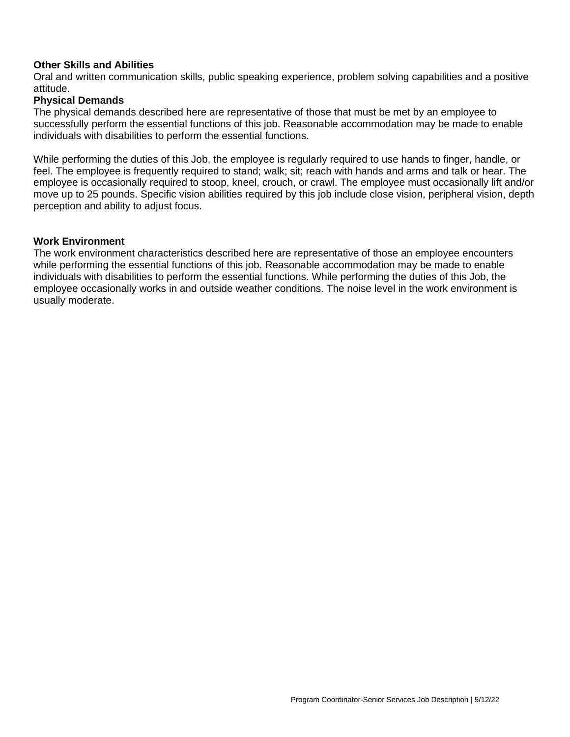**Other Skills and Abilities**

Oral and written communication skills, public speaking experience, problem solving capabilities and a positive attitude.

**Physical Demands**

The physical demands described here are representative of those that must be met by an employee to successfully perform the essential functions of this job. Reasonable accommodation may be made to enable individuals with disabilities to perform the essential functions.

While performing the duties of this Job, the employee is regularly required to use hands to finger, handle, or feel. The employee is frequently required to stand; walk; sit; reach with hands and arms and talk or hear. The employee is occasionally required to stoop, kneel, crouch, or crawl. The employee must occasionally lift and/or move up to 25 pounds. Specific vision abilities required by this job include close vision, peripheral vision, depth perception and ability to adjust focus.

**Work Environment**

The work environment characteristics described here are representative of those an employee encounters while performing the essential functions of this job. Reasonable accommodation may be made to enable individuals with disabilities to perform the essential functions. While performing the duties of this Job, the employee occasionally works in and outside weather conditions. The noise level in the work environment is usually moderate.